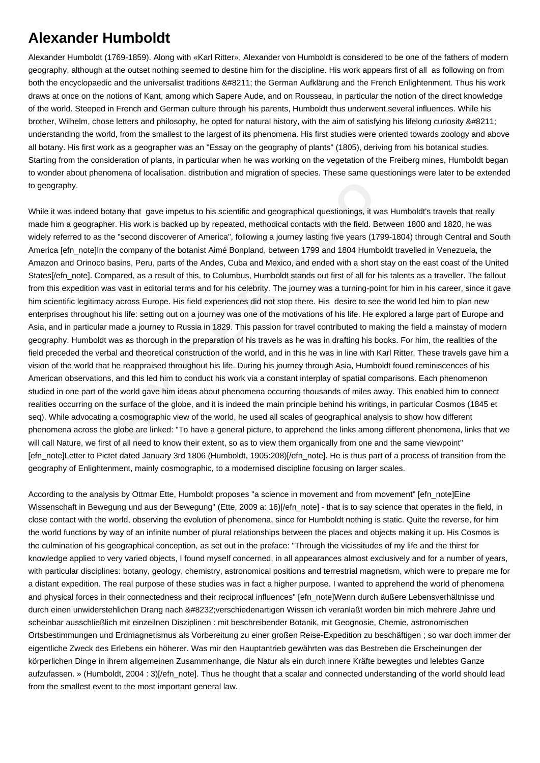# Alexander Humboldt

Alexander Humboldt (1769-1859). Along with «Karl Ritter», Alexander von Humboldt is considered to be one of the fathers of modern geography, although at the outset nothing seemed to destine him for the discipline. His work appears first of all  as following on from both the encyclopaedic and the universalist traditions &#8211; the German Aufklärung and the French Enlightenment. Thus his work draws at once on the notions of Kant, among which Sapere Aude, and on Rousseau, in particular the notion of the direct knowledge of the world. Steeped in French and German culture through his parents, Humboldt thus underwent several influences. While his brother, Wilhelm, chose letters and philosophy, he opted for natural history, with the aim of satisfying his lifelong curiosity &#8211; understanding the world, from the smallest to the largest of its phenomena. His first studies were oriented towards zoology and above all botany. His first work as a geographer was an "Essay on the geography of plants" (1805), deriving from his botanical studies. Starting from the consideration of plants, in particular when he was working on the vegetation of the Freiberg mines, Humboldt began to wonder about phenomena of localisation, distribution and migration of species. These same questionings were later to be extended to geography.

While it was indeed botany that  gave impetus to his scientific and geographical questionings, it was Humboldt's travels that really made him a geographer. His work is backed up by repeated, methodical contacts with the field. Between 1800 and 1820, he was widely referred to as the "second discoverer of America", following a journey lasting five years (1799-1804) through Central and South America [efn_note]In the company of the botanist Aimé Bonpland, between 1799 and 1804 Humboldt travelled in Venezuela, the Amazon and Orinoco basins, Peru, parts of the Andes, Cuba and Mexico, and ended with a short stay on the east coast of the United States[/efn_note]. Compared, as a result of this, to Columbus, Humboldt stands out first of all for his talents as a traveller. The fallout from this expedition was vast in editorial terms and for his celebrity. The journey was a turning-point for him in his career, since it gave him scientific legitimacy across Europe. His field experiences did not stop there. His  desire to see the world led him to plan new enterprises throughout his life: setting out on a journey was one of the motivations of his life. He explored a large part of Europe and Asia, and in particular made a journey to Russia in 1829. This passion for travel contributed to making the field a mainstay of modern geography. Humboldt was as thorough in the preparation of his travels as he was in drafting his books. For him, the realities of the field preceded the verbal and theoretical construction of the world, and in this he was in line with Karl Ritter. These travels gave him a vision of the world that he reappraised throughout his life. During his journey through Asia, Humboldt found reminiscences of his American observations, and this led him to conduct his work via a constant interplay of spatial comparisons. Each phenomenon studied in one part of the world gave him ideas about phenomena occurring thousands of miles away. This enabled him to connect realities occurring on the surface of the globe, and it is indeed the main principle behind his writings, in particular Cosmos (1845 et seq). While advocating a cosmographic view of the world, he used all scales of geographical analysis to show how different phenomena across the globe are linked: "To have a general picture, to apprehend the links among different phenomena, links that we will call Nature, we first of all need to know their extent, so as to view them organically from one and the same viewpoint" [efn_note]Letter to Pictet dated January 3rd 1806 (Humboldt, 1905:208)[/efn_note]. He is thus part of a process of transition from the geography of Enlightenment, mainly cosmographic, to a modernised discipline focusing on larger scales.

According to the analysis by Ottmar Ette, Humboldt proposes "a science in movement and from movement" [efn_note]Eine Wissenschaft in Bewegung und aus der Bewegung" (Ette, 2009 a: 16)[/efn_note] - that is to say science that operates in the field, in close contact with the world, observing the evolution of phenomena, since for Humboldt nothing is static. Quite the reverse, for him the world functions by way of an infinite number of plural relationships between the places and objects making it up. His Cosmos is the culmination of his geographical conception, as set out in the preface: "Through the vicissitudes of my life and the thirst for knowledge applied to very varied objects, I found myself concerned, in all appearances almost exclusively and for a number of years, with particular disciplines: botany, geology, chemistry, astronomical positions and terrestrial magnetism, which were to prepare me for a distant expedition. The real purpose of these studies was in fact a higher purpose. I wanted to apprehend the world of phenomena and physical forces in their connectedness and their reciprocal influences" [efn_note]Wenn durch äußere Lebensverhältnisse und durch einen unwiderstehlichen Drang nach &#8232;verschiedenartigen Wissen ich veranlaßt worden bin mich mehrere Jahre und scheinbar ausschließlich mit einzeilnen Disziplinen : mit beschreibender Botanik, mit Geognosie, Chemie, astronomischen Ortsbestimmungen und Erdmagnetismus als Vorbereitung zu einer großen Reise-Expedition zu beschäftigen ; so war doch immer der eigentliche Zweck des Erlebens ein höherer. Was mir den Hauptantrieb gewährten was das Bestreben die Erscheinungen der körperlichen Dinge in ihrem allgemeinen Zusammenhange, die Natur als ein durch innere Kräfte bewegtes und lelebtes Ganze aufzufassen. » (Humboldt, 2004 : 3)[/efn_note]. Thus he thought that a scalar and connected understanding of the world should lead from the smallest event to the most important general law.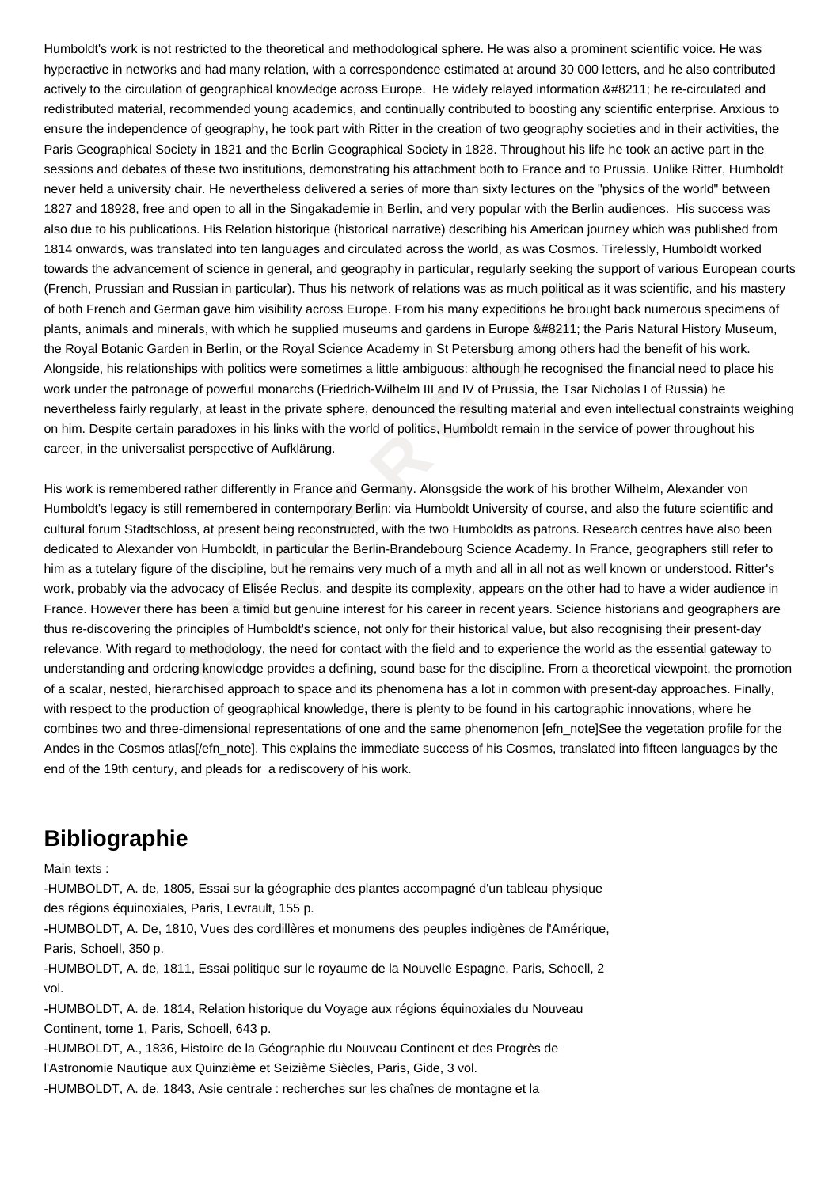Humboldt's work is not restricted to the theoretical and methodological sphere. He was also a prominent scientific voice. He was hyperactive in networks and had many relation, with a correspondence estimated at around 30 000 letters, and he also contributed actively to the circulation of geographical knowledge across Europe. He widely relayed information &#8211; he re-circulated and redistributed material, recommended young academics, and continually contributed to boosting any scientific enterprise. Anxious to ensure the independence of geography, he took part with Ritter in the creation of two geography societies and in their activities, the Paris Geographical Society in 1821 and the Berlin Geographical Society in 1828. Throughout his life he took an active part in the sessions and debates of these two institutions, demonstrating his attachment both to France and to Prussia. Unlike Ritter, Humboldt never held a university chair. He nevertheless delivered a series of more than sixty lectures on the "physics of the world" between 1827 and 18928, free and open to all in the Singakademie in Berlin, and very popular with the Berlin audiences. His success was also due to his publications. His Relation historique (historical narrative) describing his American journey which was published from 1814 onwards, was translated into ten languages and circulated across the world, as was Cosmos. Tirelessly, Humboldt worked towards the advancement of science in general, and geography in particular, regularly seeking the support of various European courts (French, Prussian and Russian in particular). Thus his network of relations was as much political as it was scientific, and his mastery of both French and German gave him visibility across Europe. From his many expeditions he brought back numerous specimens of plants, animals and minerals, with which he supplied museums and gardens in Europe &#8211; the Paris Natural History Museum, the Royal Botanic Garden in Berlin, or the Royal Science Academy in St Petersburg among others had the benefit of his work. Alongside, his relationships with politics were sometimes a little ambiguous: although he recognised the financial need to place his work under the patronage of powerful monarchs (Friedrich-Wilhelm III and IV of Prussia, the Tsar Nicholas I of Russia) he nevertheless fairly regularly, at least in the private sphere, denounced the resulting material and even intellectual constraints weighing on him. Despite certain paradoxes in his links with the world of politics, Humboldt remain in the service of power throughout his career, in the universalist perspective of Aufklärung.

His work is remembered rather differently in France and Germany. Alonsgside the work of his brother Wilhelm, Alexander von Humboldt's legacy is still remembered in contemporary Berlin: via Humboldt University of course, and also the future scientific and cultural forum Stadtschloss, at present being reconstructed, with the two Humboldts as patrons. Research centres have also been dedicated to Alexander von Humboldt, in particular the Berlin-Brandebourg Science Academy. In France, geographers still refer to him as a tutelary figure of the discipline, but he remains very much of a myth and all in all not as well known or understood. Ritter's work, probably via the advocacy of Elisée Reclus, and despite its complexity, appears on the other had to have a wider audience in France. However there has been a timid but genuine interest for his career in recent years. Science historians and geographers are thus re-discovering the principles of Humboldt's science, not only for their historical value, but also recognising their present-day relevance. With regard to methodology, the need for contact with the field and to experience the world as the essential gateway to understanding and ordering knowledge provides a defining, sound base for the discipline. From a theoretical viewpoint, the promotion of a scalar, nested, hierarchised approach to space and its phenomena has a lot in common with present-day approaches. Finally, with respect to the production of geographical knowledge, there is plenty to be found in his cartographic innovations, where he combines two and three-dimensional representations of one and the same phenomenon [efn_note]See the vegetation profile for the Andes in the Cosmos atlas[/efn_note]. This explains the immediate success of his Cosmos, translated into fifteen languages by the end of the 19th century, and pleads for a rediscovery of his work.

## Bibliographie

Main texts :

-HUMBOLDT, A. de, 1805, Essai sur la géographie des plantes accompagné d'un tableau physique des régions équinoxiales, Paris, Levrault, 155 p.

-HUMBOLDT, A. De, 1810, Vues des cordillères et monumens des peuples indigènes de l'Amérique, Paris, Schoell, 350 p.

-HUMBOLDT, A. de, 1811, Essai politique sur le royaume de la Nouvelle Espagne, Paris, Schoell, 2 vol.

-HUMBOLDT, A. de, 1814, Relation historique du Voyage aux régions équinoxiales du Nouveau Continent, tome 1, Paris, Schoell, 643 p.

-HUMBOLDT, A., 1836, Histoire de la Géographie du Nouveau Continent et des Progrès de l'Astronomie Nautique aux Quinzième et Seizième Siècles, Paris, Gide, 3 vol.

-HUMBOLDT, A. de, 1843, Asie centrale : recherches sur les chaînes de montagne et la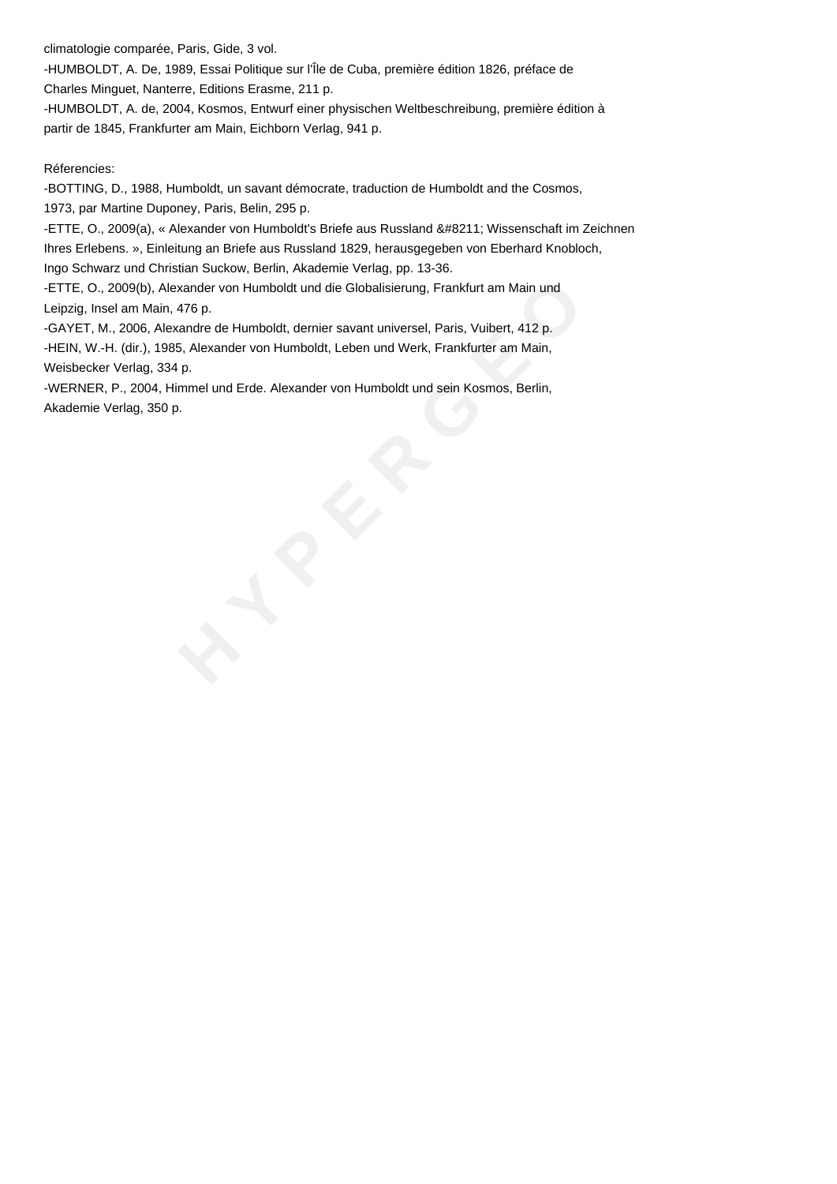climatologie comparée, Paris, Gide, 3 vol.

-HUMBOLDT, A. De, 1989, Essai Politique sur l'Île de Cuba, première édition 1826, préface de Charles Minguet, Nanterre, Editions Erasme, 211 p.

-HUMBOLDT, A. de, 2004, Kosmos, Entwurf einer physischen Weltbeschreibung, première édition à partir de 1845, Frankfurter am Main, Eichborn Verlag, 941 p.

Réferencies:

-BOTTING, D., 1988, Humboldt, un savant démocrate, traduction de Humboldt and the Cosmos, 1973, par Martine Duponey, Paris, Belin, 295 p.

-ETTE, O., 2009(a), « Alexander von Humboldt's Briefe aus Russland &#8211; Wissenschaft im Zeichnen Ihres Erlebens. », Einleitung an Briefe aus Russland 1829, herausgegeben von Eberhard Knobloch, Ingo Schwarz und Christian Suckow, Berlin, Akademie Verlag, pp. 13-36.

-ETTE, O., 2009(b), Alexander von Humboldt und die Globalisierung, Frankfurt am Main und Leipzig, Insel am Main, 476 p.

-GAYET, M., 2006, Alexandre de Humboldt, dernier savant universel, Paris, Vuibert, 412 p.

-HEIN, W.-H. (dir.), 1985, Alexander von Humboldt, Leben und Werk, Frankfurter am Main, Weisbecker Verlag, 334 p.

-WERNER, P., 2004, Himmel und Erde. Alexander von Humboldt und sein Kosmos, Berlin, Akademie Verlag, 350 p.